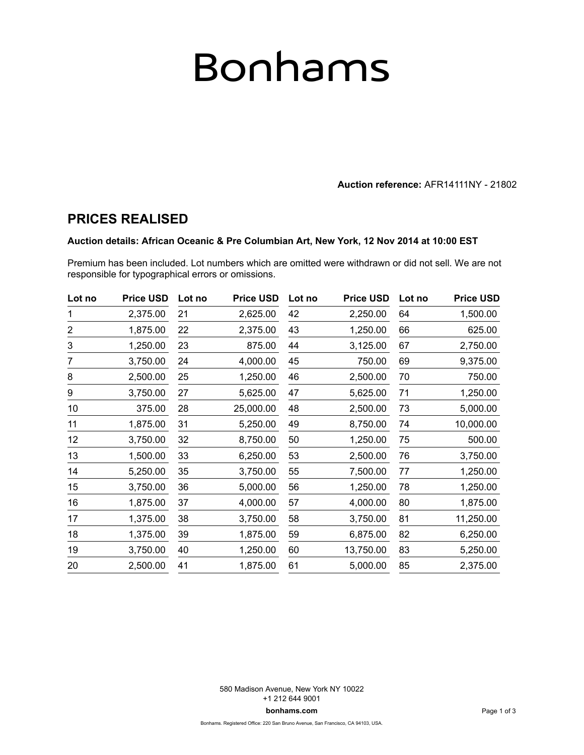# Bonhams

**Auction reference:** AFR14111NY - 21802

## PRICES REALISED

**Auction details: African Oceanic & Pre Columbian Art, New York, 12 Nov 2014 at 10:00 EST**

Premium has been included. Lot numbers which are omitted were withdrawn or did not sell. We are not responsible for typographical errors or omissions.

| Lot no | Price USD | Lot no | Price USD | Lot no | Price USD | Lot no | Price USD |
|---|---|---|---|---|---|---|---|
| 1 | 2,375.00 | 21 | 2,625.00 | 42 | 2,250.00 | 64 | 1,500.00 |
| 2 | 1,875.00 | 22 | 2,375.00 | 43 | 1,250.00 | 66 | 625.00 |
| 3 | 1,250.00 | 23 | 875.00 | 44 | 3,125.00 | 67 | 2,750.00 |
| 7 | 3,750.00 | 24 | 4,000.00 | 45 | 750.00 | 69 | 9,375.00 |
| 8 | 2,500.00 | 25 | 1,250.00 | 46 | 2,500.00 | 70 | 750.00 |
| 9 | 3,750.00 | 27 | 5,625.00 | 47 | 5,625.00 | 71 | 1,250.00 |
| 10 | 375.00 | 28 | 25,000.00 | 48 | 2,500.00 | 73 | 5,000.00 |
| 11 | 1,875.00 | 31 | 5,250.00 | 49 | 8,750.00 | 74 | 10,000.00 |
| 12 | 3,750.00 | 32 | 8,750.00 | 50 | 1,250.00 | 75 | 500.00 |
| 13 | 1,500.00 | 33 | 6,250.00 | 53 | 2,500.00 | 76 | 3,750.00 |
| 14 | 5,250.00 | 35 | 3,750.00 | 55 | 7,500.00 | 77 | 1,250.00 |
| 15 | 3,750.00 | 36 | 5,000.00 | 56 | 1,250.00 | 78 | 1,250.00 |
| 16 | 1,875.00 | 37 | 4,000.00 | 57 | 4,000.00 | 80 | 1,875.00 |
| 17 | 1,375.00 | 38 | 3,750.00 | 58 | 3,750.00 | 81 | 11,250.00 |
| 18 | 1,375.00 | 39 | 1,875.00 | 59 | 6,875.00 | 82 | 6,250.00 |
| 19 | 3,750.00 | 40 | 1,250.00 | 60 | 13,750.00 | 83 | 5,250.00 |
| 20 | 2,500.00 | 41 | 1,875.00 | 61 | 5,000.00 | 85 | 2,375.00 |

580 Madison Avenue, New York NY 10022
+1 212 644 9001

**bonhams.com**

Bonhams. Registered Office: 220 San Bruno Avenue, San Francisco, CA 94103, USA.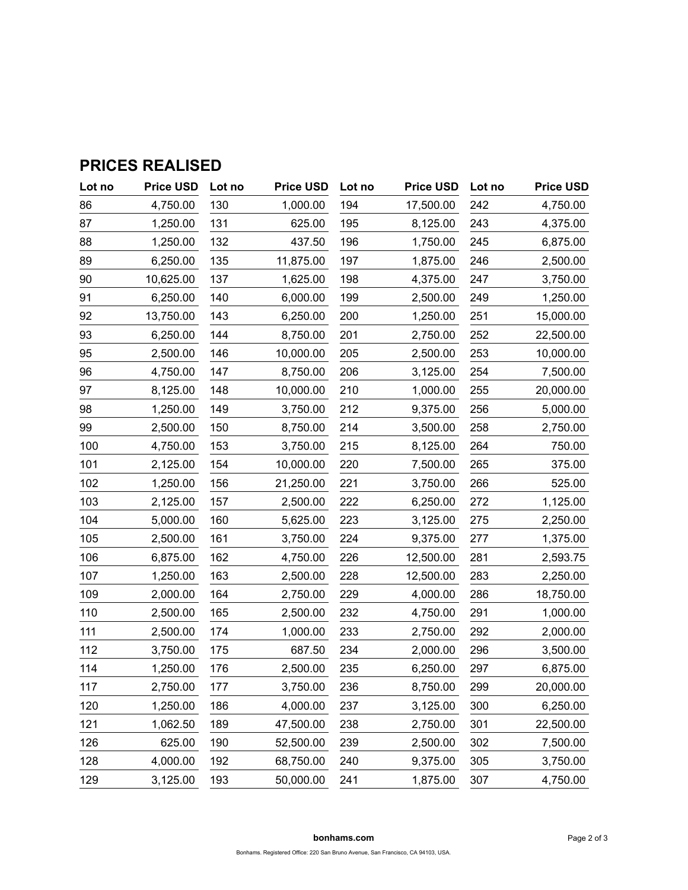## PRICES REALISED

| Lot no | Price USD | Lot no | Price USD | Lot no | Price USD | Lot no | Price USD |
|---|---|---|---|---|---|---|---|
| 86 | 4,750.00 | 130 | 1,000.00 | 194 | 17,500.00 | 242 | 4,750.00 |
| 87 | 1,250.00 | 131 | 625.00 | 195 | 8,125.00 | 243 | 4,375.00 |
| 88 | 1,250.00 | 132 | 437.50 | 196 | 1,750.00 | 245 | 6,875.00 |
| 89 | 6,250.00 | 135 | 11,875.00 | 197 | 1,875.00 | 246 | 2,500.00 |
| 90 | 10,625.00 | 137 | 1,625.00 | 198 | 4,375.00 | 247 | 3,750.00 |
| 91 | 6,250.00 | 140 | 6,000.00 | 199 | 2,500.00 | 249 | 1,250.00 |
| 92 | 13,750.00 | 143 | 6,250.00 | 200 | 1,250.00 | 251 | 15,000.00 |
| 93 | 6,250.00 | 144 | 8,750.00 | 201 | 2,750.00 | 252 | 22,500.00 |
| 95 | 2,500.00 | 146 | 10,000.00 | 205 | 2,500.00 | 253 | 10,000.00 |
| 96 | 4,750.00 | 147 | 8,750.00 | 206 | 3,125.00 | 254 | 7,500.00 |
| 97 | 8,125.00 | 148 | 10,000.00 | 210 | 1,000.00 | 255 | 20,000.00 |
| 98 | 1,250.00 | 149 | 3,750.00 | 212 | 9,375.00 | 256 | 5,000.00 |
| 99 | 2,500.00 | 150 | 8,750.00 | 214 | 3,500.00 | 258 | 2,750.00 |
| 100 | 4,750.00 | 153 | 3,750.00 | 215 | 8,125.00 | 264 | 750.00 |
| 101 | 2,125.00 | 154 | 10,000.00 | 220 | 7,500.00 | 265 | 375.00 |
| 102 | 1,250.00 | 156 | 21,250.00 | 221 | 3,750.00 | 266 | 525.00 |
| 103 | 2,125.00 | 157 | 2,500.00 | 222 | 6,250.00 | 272 | 1,125.00 |
| 104 | 5,000.00 | 160 | 5,625.00 | 223 | 3,125.00 | 275 | 2,250.00 |
| 105 | 2,500.00 | 161 | 3,750.00 | 224 | 9,375.00 | 277 | 1,375.00 |
| 106 | 6,875.00 | 162 | 4,750.00 | 226 | 12,500.00 | 281 | 2,593.75 |
| 107 | 1,250.00 | 163 | 2,500.00 | 228 | 12,500.00 | 283 | 2,250.00 |
| 109 | 2,000.00 | 164 | 2,750.00 | 229 | 4,000.00 | 286 | 18,750.00 |
| 110 | 2,500.00 | 165 | 2,500.00 | 232 | 4,750.00 | 291 | 1,000.00 |
| 111 | 2,500.00 | 174 | 1,000.00 | 233 | 2,750.00 | 292 | 2,000.00 |
| 112 | 3,750.00 | 175 | 687.50 | 234 | 2,000.00 | 296 | 3,500.00 |
| 114 | 1,250.00 | 176 | 2,500.00 | 235 | 6,250.00 | 297 | 6,875.00 |
| 117 | 2,750.00 | 177 | 3,750.00 | 236 | 8,750.00 | 299 | 20,000.00 |
| 120 | 1,250.00 | 186 | 4,000.00 | 237 | 3,125.00 | 300 | 6,250.00 |
| 121 | 1,062.50 | 189 | 47,500.00 | 238 | 2,750.00 | 301 | 22,500.00 |
| 126 | 625.00 | 190 | 52,500.00 | 239 | 2,500.00 | 302 | 7,500.00 |
| 128 | 4,000.00 | 192 | 68,750.00 | 240 | 9,375.00 | 305 | 3,750.00 |
| 129 | 3,125.00 | 193 | 50,000.00 | 241 | 1,875.00 | 307 | 4,750.00 |

bonhams.com

Bonhams. Registered Office: 220 San Bruno Avenue, San Francisco, CA 94103, USA.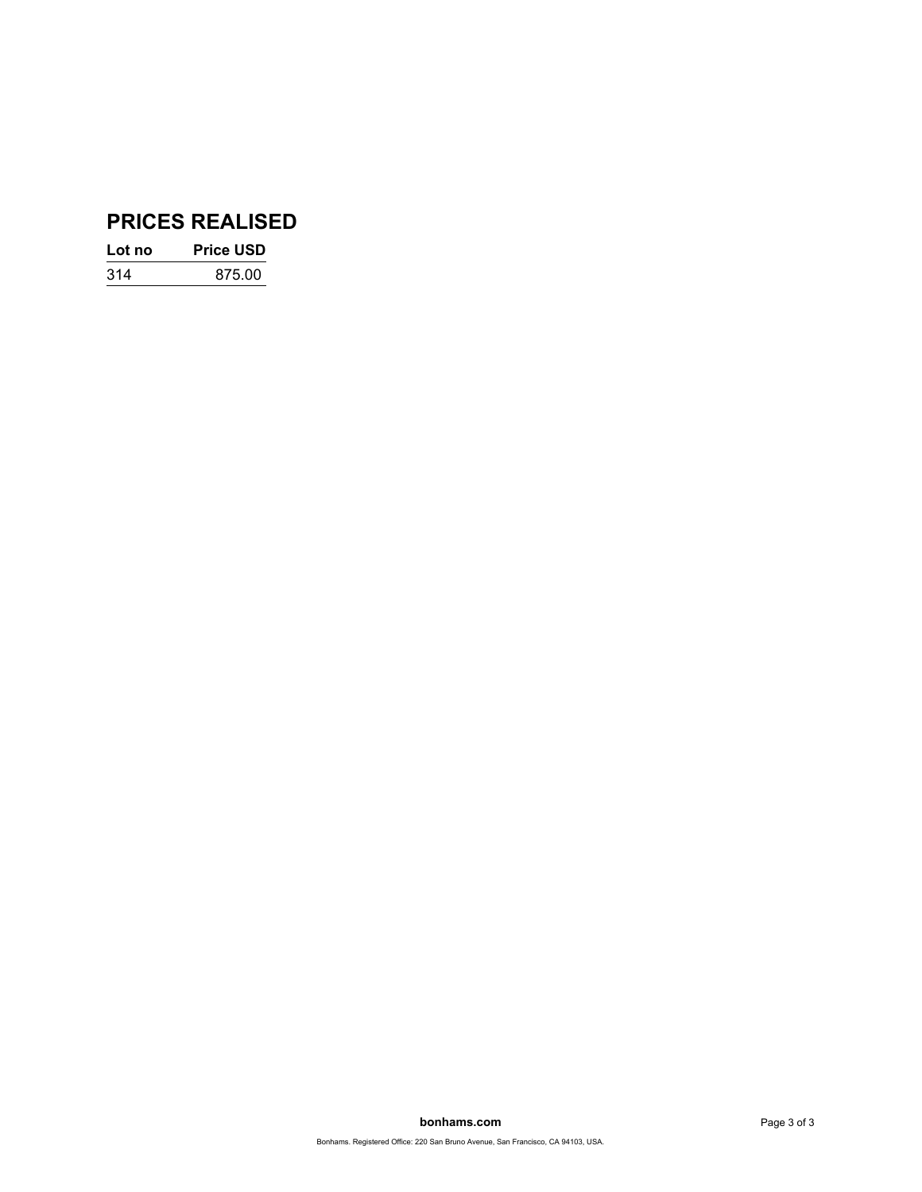## PRICES REALISED

| Lot no | Price USD |
| --- | --- |
| 314 | 875.00 |

**bonhams.com**

Bonhams. Registered Office: 220 San Bruno Avenue, San Francisco, CA 94103, USA.